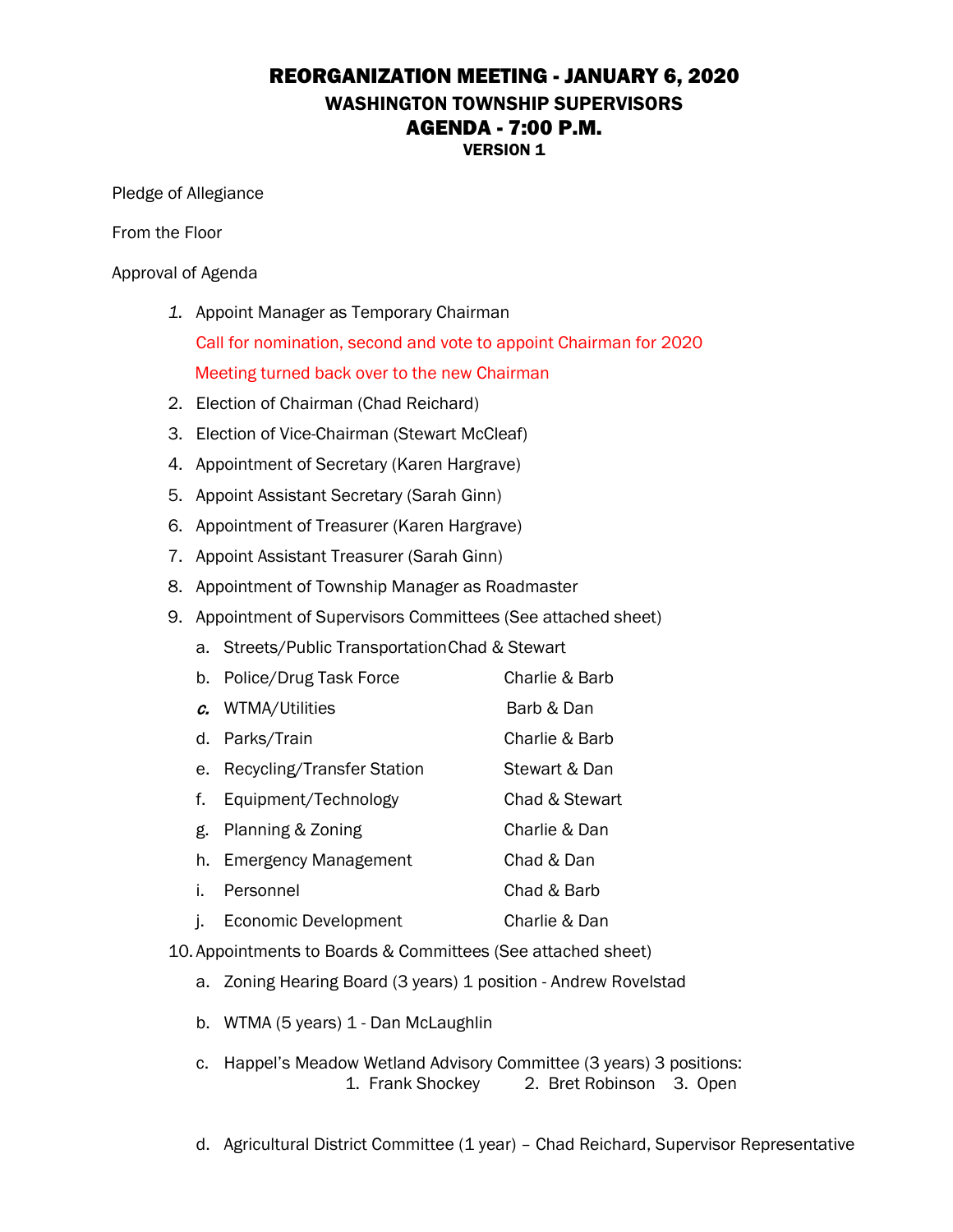# REORGANIZATION MEETING - JANUARY 6, 2020

## WASHINGTON TOWNSHIP SUPERVISORS

## AGENDA - 7:00 P.M.

### VERSION 1

Pledge of Allegiance

From the Floor

Approval of Agenda

1. Appoint Manager as Temporary Chairman
   Call for nomination, second and vote to appoint Chairman for 2020
   Meeting turned back over to the new Chairman
2. Election of Chairman (Chad Reichard)
3. Election of Vice-Chairman (Stewart McCleaf)
4. Appointment of Secretary (Karen Hargrave)
5. Appoint Assistant Secretary (Sarah Ginn)
6. Appointment of Treasurer (Karen Hargrave)
7. Appoint Assistant Treasurer (Sarah Ginn)
8. Appointment of Township Manager as Roadmaster
9. Appointment of Supervisors Committees (See attached sheet)
   a. Streets/Public Transportation Chad & Stewart
   b. Police/Drug Task Force Charlie & Barb
   c. WTMA/Utilities Barb & Dan
   d. Parks/Train Charlie & Barb
   e. Recycling/Transfer Station Stewart & Dan
   f. Equipment/Technology Chad & Stewart
   g. Planning & Zoning Charlie & Dan
   h. Emergency Management Chad & Dan
   i. Personnel Chad & Barb
   j. Economic Development Charlie & Dan
10. Appointments to Boards & Committees (See attached sheet)
    a. Zoning Hearing Board (3 years) 1 position - Andrew Rovelstad
    b. WTMA (5 years) 1 - Dan McLaughlin
    c. Happel's Meadow Wetland Advisory Committee (3 years) 3 positions:
       1. Frank Shockey 2. Bret Robinson 3. Open
    d. Agricultural District Committee (1 year) – Chad Reichard, Supervisor Representative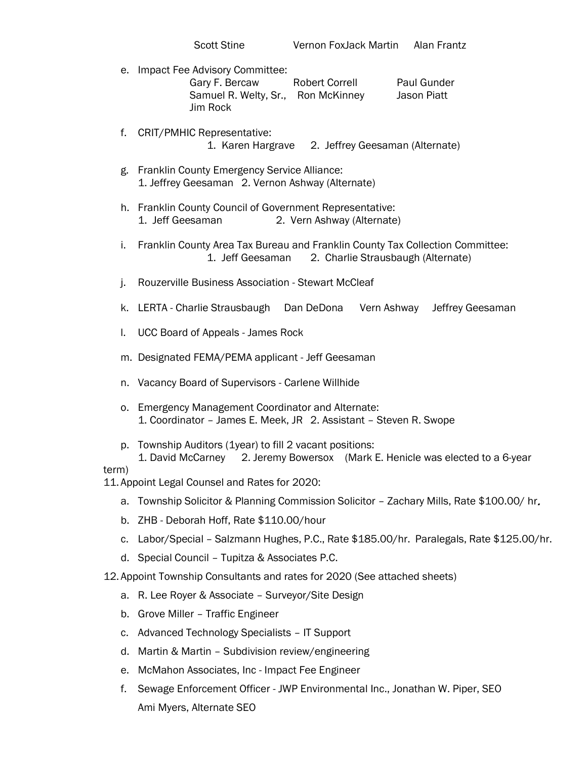Scott Stine    Vernon FoxJack Martin    Alan Frantz

e. Impact Fee Advisory Committee:
   Gary F. Bercaw    Robert Correll    Paul Gunder
   Samuel R. Welty, Sr.,    Ron McKinney    Jason Piatt
   Jim Rock

f. CRIT/PMHIC Representative:
   1. Karen Hargrave    2. Jeffrey Geesaman (Alternate)

g. Franklin County Emergency Service Alliance:
   1. Jeffrey Geesaman    2. Vernon Ashway (Alternate)

h. Franklin County Council of Government Representative:
   1. Jeff Geesaman    2. Vern Ashway (Alternate)

i. Franklin County Area Tax Bureau and Franklin County Tax Collection Committee:
   1. Jeff Geesaman    2. Charlie Strausbaugh (Alternate)

j. Rouzerville Business Association - Stewart McCleaf

k. LERTA - Charlie Strausbaugh    Dan DeDona    Vern Ashway    Jeffrey Geesaman

l. UCC Board of Appeals - James Rock

m. Designated FEMA/PEMA applicant - Jeff Geesaman

n. Vacancy Board of Supervisors - Carlene Willhide

o. Emergency Management Coordinator and Alternate:
   1. Coordinator – James E. Meek, JR    2. Assistant – Steven R. Swope

p. Township Auditors (1year) to fill 2 vacant positions:
   1. David McCarney    2. Jeremy Bowersox    (Mark E. Henicle was elected to a 6-year term)

11. Appoint Legal Counsel and Rates for 2020:

   a. Township Solicitor & Planning Commission Solicitor – Zachary Mills, Rate $100.00/ hr.
   b. ZHB - Deborah Hoff, Rate $110.00/hour
   c. Labor/Special – Salzmann Hughes, P.C., Rate $185.00/hr. Paralegals, Rate $125.00/hr.
   d. Special Council – Tupitza & Associates P.C.

12. Appoint Township Consultants and rates for 2020 (See attached sheets)

   a. R. Lee Royer & Associate – Surveyor/Site Design
   b. Grove Miller – Traffic Engineer
   c. Advanced Technology Specialists – IT Support
   d. Martin & Martin – Subdivision review/engineering
   e. McMahon Associates, Inc - Impact Fee Engineer
   f. Sewage Enforcement Officer - JWP Environmental Inc., Jonathan W. Piper, SEO
      Ami Myers, Alternate SEO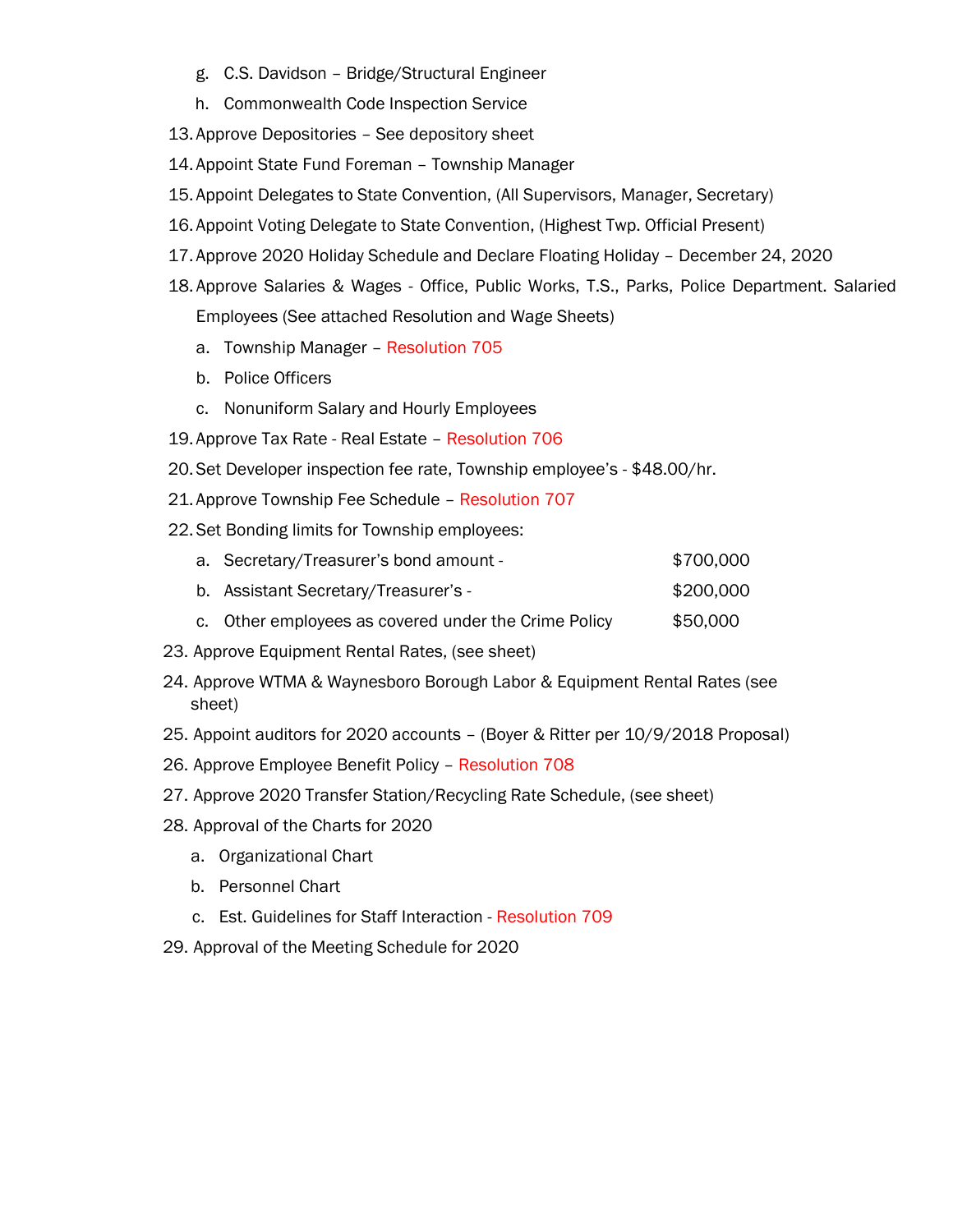g. C.S. Davidson – Bridge/Structural Engineer
   h. Commonwealth Code Inspection Service

13. Approve Depositories – See depository sheet
14. Appoint State Fund Foreman – Township Manager
15. Appoint Delegates to State Convention, (All Supervisors, Manager, Secretary)
16. Appoint Voting Delegate to State Convention, (Highest Twp. Official Present)
17. Approve 2020 Holiday Schedule and Declare Floating Holiday – December 24, 2020
18. Approve Salaries & Wages - Office, Public Works, T.S., Parks, Police Department. Salaried Employees (See attached Resolution and Wage Sheets)
    a. Township Manager – Resolution 705
    b. Police Officers
    c. Nonuniform Salary and Hourly Employees
19. Approve Tax Rate - Real Estate – Resolution 706
20. Set Developer inspection fee rate, Township employee's - $48.00/hr.
21. Approve Township Fee Schedule – Resolution 707
22. Set Bonding limits for Township employees:
    a. Secretary/Treasurer's bond amount - $700,000
    b. Assistant Secretary/Treasurer's - $200,000
    c. Other employees as covered under the Crime Policy $50,000
23. Approve Equipment Rental Rates, (see sheet)
24. Approve WTMA & Waynesboro Borough Labor & Equipment Rental Rates (see sheet)
25. Appoint auditors for 2020 accounts – (Boyer & Ritter per 10/9/2018 Proposal)
26. Approve Employee Benefit Policy – Resolution 708
27. Approve 2020 Transfer Station/Recycling Rate Schedule, (see sheet)
28. Approval of the Charts for 2020
    a. Organizational Chart
    b. Personnel Chart
    c. Est. Guidelines for Staff Interaction - Resolution 709
29. Approval of the Meeting Schedule for 2020